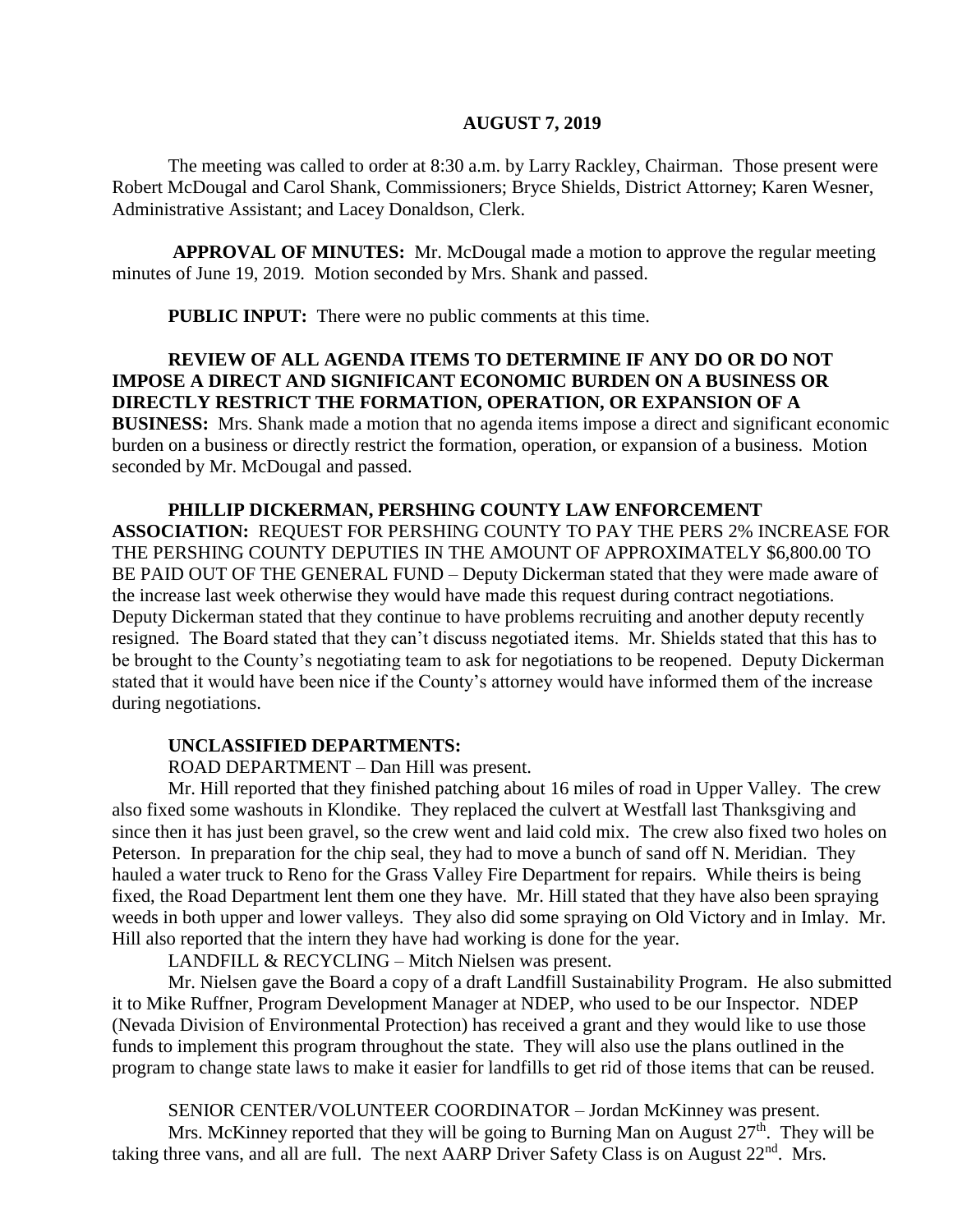**AUGUST 7, 2019**

The meeting was called to order at 8:30 a.m. by Larry Rackley, Chairman. Those present were Robert McDougal and Carol Shank, Commissioners; Bryce Shields, District Attorney; Karen Wesner, Administrative Assistant; and Lacey Donaldson, Clerk.

**APPROVAL OF MINUTES:** Mr. McDougal made a motion to approve the regular meeting minutes of June 19, 2019. Motion seconded by Mrs. Shank and passed.

**PUBLIC INPUT:** There were no public comments at this time.

**REVIEW OF ALL AGENDA ITEMS TO DETERMINE IF ANY DO OR DO NOT IMPOSE A DIRECT AND SIGNIFICANT ECONOMIC BURDEN ON A BUSINESS OR DIRECTLY RESTRICT THE FORMATION, OPERATION, OR EXPANSION OF A BUSINESS:** Mrs. Shank made a motion that no agenda items impose a direct and significant economic burden on a business or directly restrict the formation, operation, or expansion of a business. Motion seconded by Mr. McDougal and passed.

**PHILLIP DICKERMAN, PERSHING COUNTY LAW ENFORCEMENT ASSOCIATION:** REQUEST FOR PERSHING COUNTY TO PAY THE PERS 2% INCREASE FOR THE PERSHING COUNTY DEPUTIES IN THE AMOUNT OF APPROXIMATELY $6,800.00 TO BE PAID OUT OF THE GENERAL FUND – Deputy Dickerman stated that they were made aware of the increase last week otherwise they would have made this request during contract negotiations. Deputy Dickerman stated that they continue to have problems recruiting and another deputy recently resigned. The Board stated that they can't discuss negotiated items. Mr. Shields stated that this has to be brought to the County's negotiating team to ask for negotiations to be reopened. Deputy Dickerman stated that it would have been nice if the County's attorney would have informed them of the increase during negotiations.

**UNCLASSIFIED DEPARTMENTS:**

ROAD DEPARTMENT – Dan Hill was present.

Mr. Hill reported that they finished patching about 16 miles of road in Upper Valley. The crew also fixed some washouts in Klondike. They replaced the culvert at Westfall last Thanksgiving and since then it has just been gravel, so the crew went and laid cold mix. The crew also fixed two holes on Peterson. In preparation for the chip seal, they had to move a bunch of sand off N. Meridian. They hauled a water truck to Reno for the Grass Valley Fire Department for repairs. While theirs is being fixed, the Road Department lent them one they have. Mr. Hill stated that they have also been spraying weeds in both upper and lower valleys. They also did some spraying on Old Victory and in Imlay. Mr. Hill also reported that the intern they have had working is done for the year.

LANDFILL & RECYCLING – Mitch Nielsen was present.

Mr. Nielsen gave the Board a copy of a draft Landfill Sustainability Program. He also submitted it to Mike Ruffner, Program Development Manager at NDEP, who used to be our Inspector. NDEP (Nevada Division of Environmental Protection) has received a grant and they would like to use those funds to implement this program throughout the state. They will also use the plans outlined in the program to change state laws to make it easier for landfills to get rid of those items that can be reused.

SENIOR CENTER/VOLUNTEER COORDINATOR – Jordan McKinney was present.

Mrs. McKinney reported that they will be going to Burning Man on August 27th. They will be taking three vans, and all are full. The next AARP Driver Safety Class is on August 22nd. Mrs.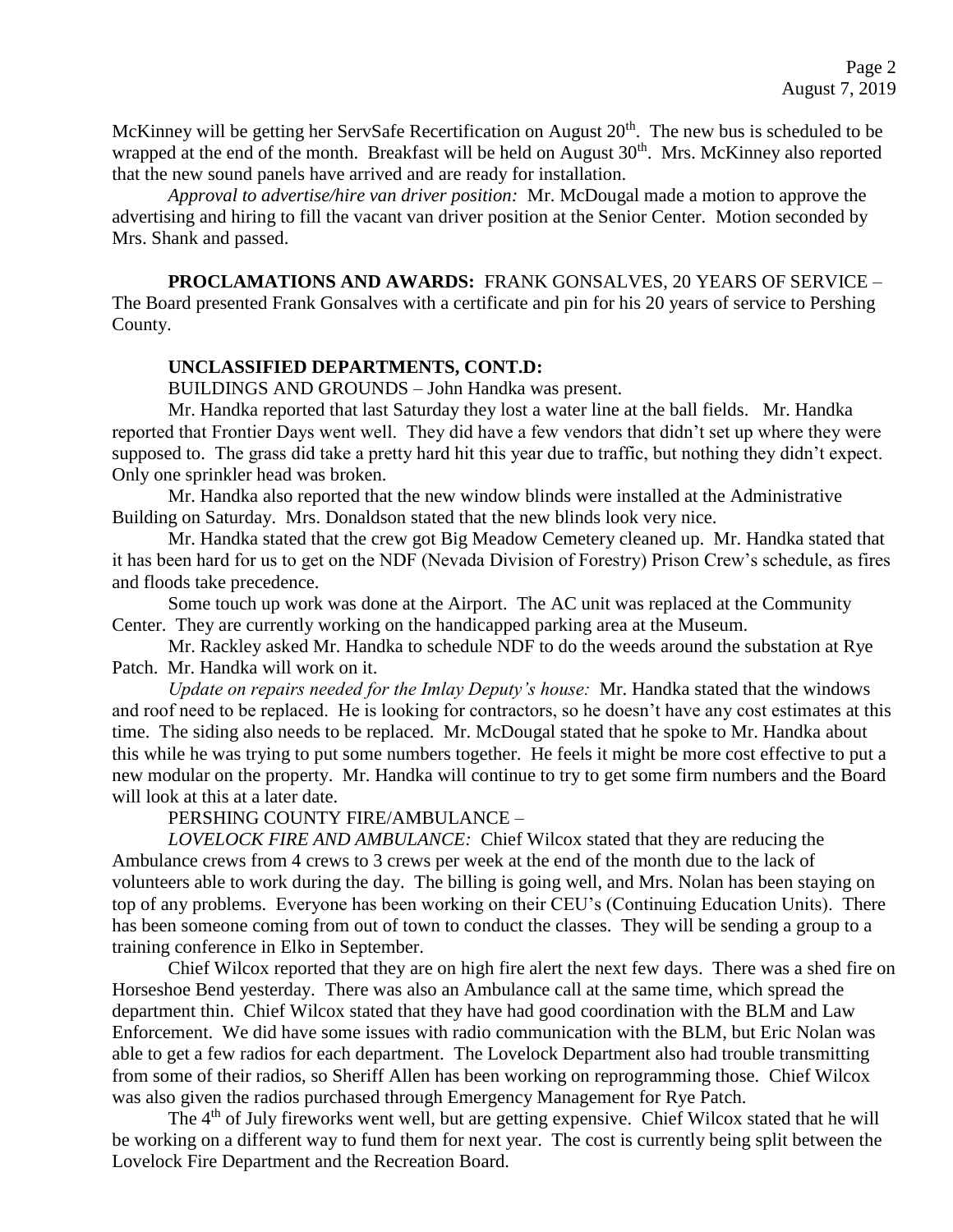McKinney will be getting her ServSafe Recertification on August 20th. The new bus is scheduled to be wrapped at the end of the month. Breakfast will be held on August 30th. Mrs. McKinney also reported that the new sound panels have arrived and are ready for installation.

*Approval to advertise/hire van driver position:* Mr. McDougal made a motion to approve the advertising and hiring to fill the vacant van driver position at the Senior Center. Motion seconded by Mrs. Shank and passed.

**PROCLAMATIONS AND AWARDS:** FRANK GONSALVES, 20 YEARS OF SERVICE – The Board presented Frank Gonsalves with a certificate and pin for his 20 years of service to Pershing County.

**UNCLASSIFIED DEPARTMENTS, CONT.D:**

BUILDINGS AND GROUNDS – John Handka was present.

Mr. Handka reported that last Saturday they lost a water line at the ball fields. Mr. Handka reported that Frontier Days went well. They did have a few vendors that didn't set up where they were supposed to. The grass did take a pretty hard hit this year due to traffic, but nothing they didn't expect. Only one sprinkler head was broken.

Mr. Handka also reported that the new window blinds were installed at the Administrative Building on Saturday. Mrs. Donaldson stated that the new blinds look very nice.

Mr. Handka stated that the crew got Big Meadow Cemetery cleaned up. Mr. Handka stated that it has been hard for us to get on the NDF (Nevada Division of Forestry) Prison Crew's schedule, as fires and floods take precedence.

Some touch up work was done at the Airport. The AC unit was replaced at the Community Center. They are currently working on the handicapped parking area at the Museum.

Mr. Rackley asked Mr. Handka to schedule NDF to do the weeds around the substation at Rye Patch. Mr. Handka will work on it.

*Update on repairs needed for the Imlay Deputy's house:* Mr. Handka stated that the windows and roof need to be replaced. He is looking for contractors, so he doesn't have any cost estimates at this time. The siding also needs to be replaced. Mr. McDougal stated that he spoke to Mr. Handka about this while he was trying to put some numbers together. He feels it might be more cost effective to put a new modular on the property. Mr. Handka will continue to try to get some firm numbers and the Board will look at this at a later date.

PERSHING COUNTY FIRE/AMBULANCE –

*LOVELOCK FIRE AND AMBULANCE:* Chief Wilcox stated that they are reducing the Ambulance crews from 4 crews to 3 crews per week at the end of the month due to the lack of volunteers able to work during the day. The billing is going well, and Mrs. Nolan has been staying on top of any problems. Everyone has been working on their CEU's (Continuing Education Units). There has been someone coming from out of town to conduct the classes. They will be sending a group to a training conference in Elko in September.

Chief Wilcox reported that they are on high fire alert the next few days. There was a shed fire on Horseshoe Bend yesterday. There was also an Ambulance call at the same time, which spread the department thin. Chief Wilcox stated that they have had good coordination with the BLM and Law Enforcement. We did have some issues with radio communication with the BLM, but Eric Nolan was able to get a few radios for each department. The Lovelock Department also had trouble transmitting from some of their radios, so Sheriff Allen has been working on reprogramming those. Chief Wilcox was also given the radios purchased through Emergency Management for Rye Patch.

The 4th of July fireworks went well, but are getting expensive. Chief Wilcox stated that he will be working on a different way to fund them for next year. The cost is currently being split between the Lovelock Fire Department and the Recreation Board.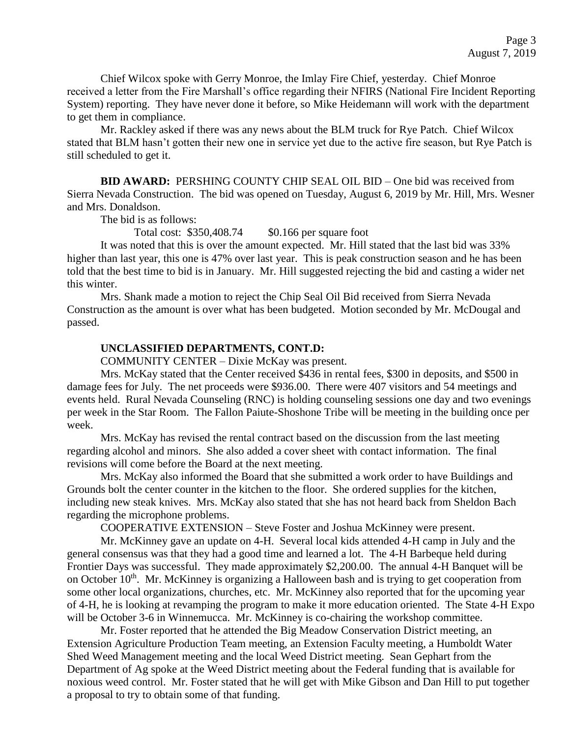Chief Wilcox spoke with Gerry Monroe, the Imlay Fire Chief, yesterday. Chief Monroe received a letter from the Fire Marshall's office regarding their NFIRS (National Fire Incident Reporting System) reporting. They have never done it before, so Mike Heidemann will work with the department to get them in compliance.

Mr. Rackley asked if there was any news about the BLM truck for Rye Patch. Chief Wilcox stated that BLM hasn't gotten their new one in service yet due to the active fire season, but Rye Patch is still scheduled to get it.

**BID AWARD:** PERSHING COUNTY CHIP SEAL OIL BID – One bid was received from Sierra Nevada Construction. The bid was opened on Tuesday, August 6, 2019 by Mr. Hill, Mrs. Wesner and Mrs. Donaldson.

The bid is as follows:

Total cost: $350,408.74 $0.166 per square foot

It was noted that this is over the amount expected. Mr. Hill stated that the last bid was 33% higher than last year, this one is 47% over last year. This is peak construction season and he has been told that the best time to bid is in January. Mr. Hill suggested rejecting the bid and casting a wider net this winter.

Mrs. Shank made a motion to reject the Chip Seal Oil Bid received from Sierra Nevada Construction as the amount is over what has been budgeted. Motion seconded by Mr. McDougal and passed.

**UNCLASSIFIED DEPARTMENTS, CONT.D:**

COMMUNITY CENTER – Dixie McKay was present.

Mrs. McKay stated that the Center received $436 in rental fees, $300 in deposits, and $500 in damage fees for July. The net proceeds were $936.00. There were 407 visitors and 54 meetings and events held. Rural Nevada Counseling (RNC) is holding counseling sessions one day and two evenings per week in the Star Room. The Fallon Paiute-Shoshone Tribe will be meeting in the building once per week.

Mrs. McKay has revised the rental contract based on the discussion from the last meeting regarding alcohol and minors. She also added a cover sheet with contact information. The final revisions will come before the Board at the next meeting.

Mrs. McKay also informed the Board that she submitted a work order to have Buildings and Grounds bolt the center counter in the kitchen to the floor. She ordered supplies for the kitchen, including new steak knives. Mrs. McKay also stated that she has not heard back from Sheldon Bach regarding the microphone problems.

COOPERATIVE EXTENSION – Steve Foster and Joshua McKinney were present.

Mr. McKinney gave an update on 4-H. Several local kids attended 4-H camp in July and the general consensus was that they had a good time and learned a lot. The 4-H Barbeque held during Frontier Days was successful. They made approximately $2,200.00. The annual 4-H Banquet will be on October 10th. Mr. McKinney is organizing a Halloween bash and is trying to get cooperation from some other local organizations, churches, etc. Mr. McKinney also reported that for the upcoming year of 4-H, he is looking at revamping the program to make it more education oriented. The State 4-H Expo will be October 3-6 in Winnemucca. Mr. McKinney is co-chairing the workshop committee.

Mr. Foster reported that he attended the Big Meadow Conservation District meeting, an Extension Agriculture Production Team meeting, an Extension Faculty meeting, a Humboldt Water Shed Weed Management meeting and the local Weed District meeting. Sean Gephart from the Department of Ag spoke at the Weed District meeting about the Federal funding that is available for noxious weed control. Mr. Foster stated that he will get with Mike Gibson and Dan Hill to put together a proposal to try to obtain some of that funding.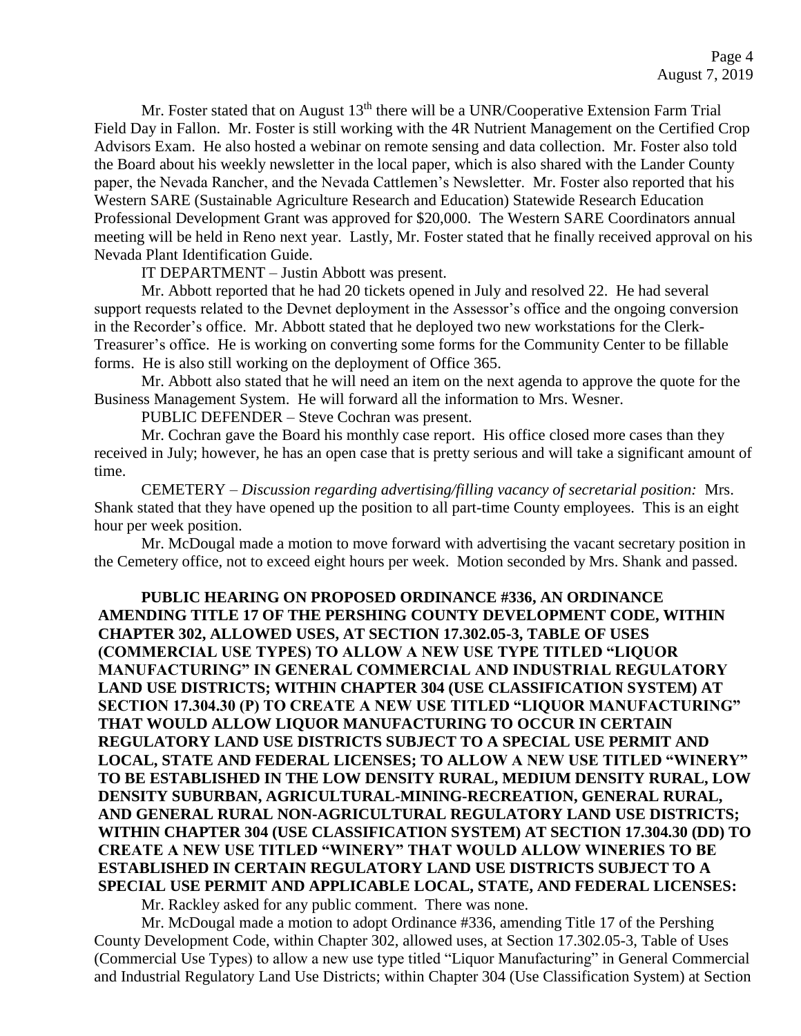Mr. Foster stated that on August 13th there will be a UNR/Cooperative Extension Farm Trial Field Day in Fallon. Mr. Foster is still working with the 4R Nutrient Management on the Certified Crop Advisors Exam. He also hosted a webinar on remote sensing and data collection. Mr. Foster also told the Board about his weekly newsletter in the local paper, which is also shared with the Lander County paper, the Nevada Rancher, and the Nevada Cattlemen's Newsletter. Mr. Foster also reported that his Western SARE (Sustainable Agriculture Research and Education) Statewide Research Education Professional Development Grant was approved for $20,000. The Western SARE Coordinators annual meeting will be held in Reno next year. Lastly, Mr. Foster stated that he finally received approval on his Nevada Plant Identification Guide.

IT DEPARTMENT – Justin Abbott was present.

Mr. Abbott reported that he had 20 tickets opened in July and resolved 22. He had several support requests related to the Devnet deployment in the Assessor's office and the ongoing conversion in the Recorder's office. Mr. Abbott stated that he deployed two new workstations for the Clerk-Treasurer's office. He is working on converting some forms for the Community Center to be fillable forms. He is also still working on the deployment of Office 365.

Mr. Abbott also stated that he will need an item on the next agenda to approve the quote for the Business Management System. He will forward all the information to Mrs. Wesner.

PUBLIC DEFENDER – Steve Cochran was present.

Mr. Cochran gave the Board his monthly case report. His office closed more cases than they received in July; however, he has an open case that is pretty serious and will take a significant amount of time.

CEMETERY – *Discussion regarding advertising/filling vacancy of secretarial position:* Mrs. Shank stated that they have opened up the position to all part-time County employees. This is an eight hour per week position.

Mr. McDougal made a motion to move forward with advertising the vacant secretary position in the Cemetery office, not to exceed eight hours per week. Motion seconded by Mrs. Shank and passed.

**PUBLIC HEARING ON PROPOSED ORDINANCE #336, AN ORDINANCE AMENDING TITLE 17 OF THE PERSHING COUNTY DEVELOPMENT CODE, WITHIN CHAPTER 302, ALLOWED USES, AT SECTION 17.302.05-3, TABLE OF USES (COMMERCIAL USE TYPES) TO ALLOW A NEW USE TYPE TITLED "LIQUOR MANUFACTURING" IN GENERAL COMMERCIAL AND INDUSTRIAL REGULATORY LAND USE DISTRICTS; WITHIN CHAPTER 304 (USE CLASSIFICATION SYSTEM) AT SECTION 17.304.30 (P) TO CREATE A NEW USE TITLED "LIQUOR MANUFACTURING" THAT WOULD ALLOW LIQUOR MANUFACTURING TO OCCUR IN CERTAIN REGULATORY LAND USE DISTRICTS SUBJECT TO A SPECIAL USE PERMIT AND LOCAL, STATE AND FEDERAL LICENSES; TO ALLOW A NEW USE TITLED "WINERY" TO BE ESTABLISHED IN THE LOW DENSITY RURAL, MEDIUM DENSITY RURAL, LOW DENSITY SUBURBAN, AGRICULTURAL-MINING-RECREATION, GENERAL RURAL, AND GENERAL RURAL NON-AGRICULTURAL REGULATORY LAND USE DISTRICTS; WITHIN CHAPTER 304 (USE CLASSIFICATION SYSTEM) AT SECTION 17.304.30 (DD) TO CREATE A NEW USE TITLED "WINERY" THAT WOULD ALLOW WINERIES TO BE ESTABLISHED IN CERTAIN REGULATORY LAND USE DISTRICTS SUBJECT TO A SPECIAL USE PERMIT AND APPLICABLE LOCAL, STATE, AND FEDERAL LICENSES:**

Mr. Rackley asked for any public comment. There was none.

Mr. McDougal made a motion to adopt Ordinance #336, amending Title 17 of the Pershing County Development Code, within Chapter 302, allowed uses, at Section 17.302.05-3, Table of Uses (Commercial Use Types) to allow a new use type titled "Liquor Manufacturing" in General Commercial and Industrial Regulatory Land Use Districts; within Chapter 304 (Use Classification System) at Section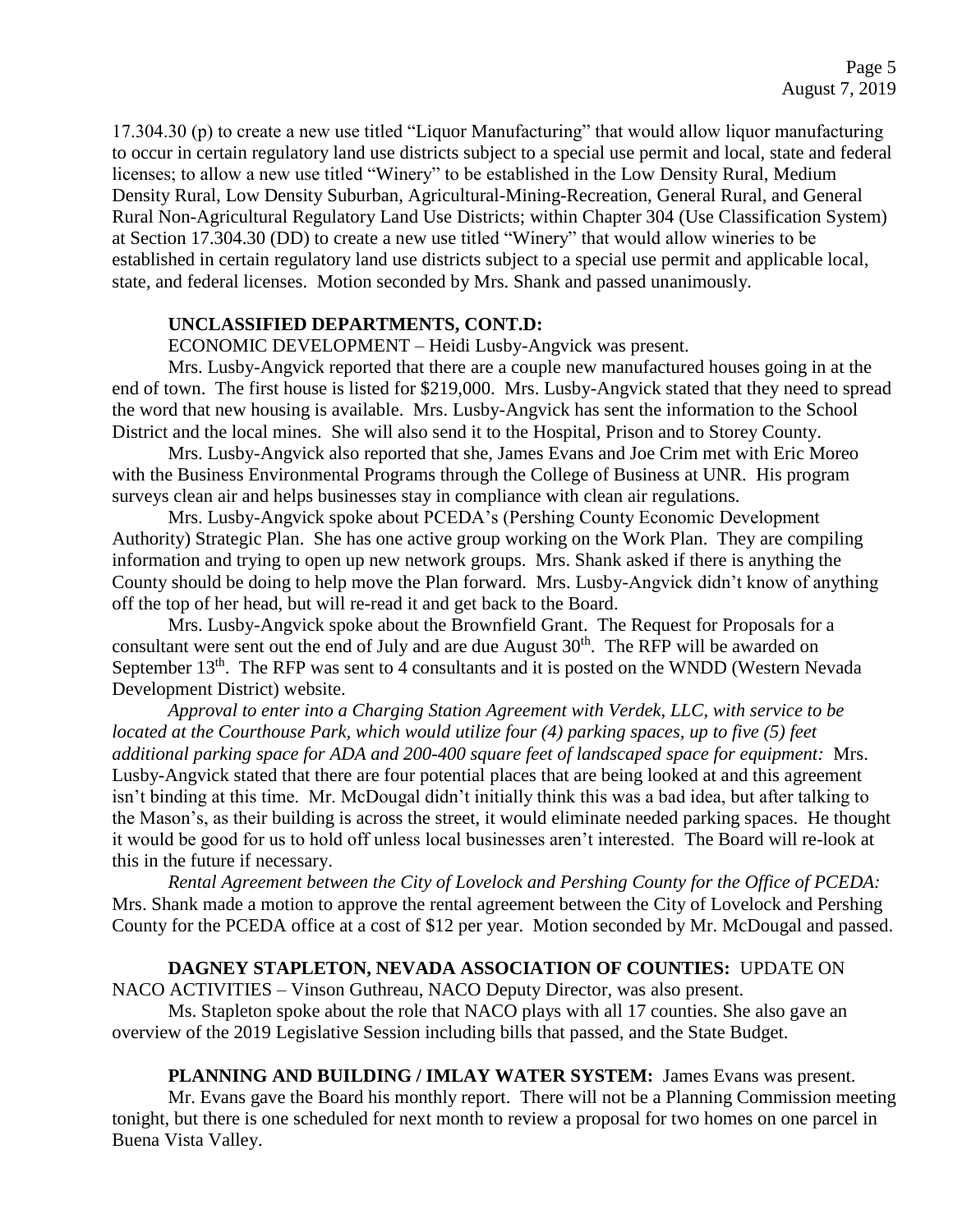17.304.30 (p) to create a new use titled "Liquor Manufacturing" that would allow liquor manufacturing to occur in certain regulatory land use districts subject to a special use permit and local, state and federal licenses; to allow a new use titled "Winery" to be established in the Low Density Rural, Medium Density Rural, Low Density Suburban, Agricultural-Mining-Recreation, General Rural, and General Rural Non-Agricultural Regulatory Land Use Districts; within Chapter 304 (Use Classification System) at Section 17.304.30 (DD) to create a new use titled "Winery" that would allow wineries to be established in certain regulatory land use districts subject to a special use permit and applicable local, state, and federal licenses. Motion seconded by Mrs. Shank and passed unanimously.

**UNCLASSIFIED DEPARTMENTS, CONT.D:**

ECONOMIC DEVELOPMENT – Heidi Lusby-Angvick was present.

Mrs. Lusby-Angvick reported that there are a couple new manufactured houses going in at the end of town. The first house is listed for $219,000. Mrs. Lusby-Angvick stated that they need to spread the word that new housing is available. Mrs. Lusby-Angvick has sent the information to the School District and the local mines. She will also send it to the Hospital, Prison and to Storey County.

Mrs. Lusby-Angvick also reported that she, James Evans and Joe Crim met with Eric Moreo with the Business Environmental Programs through the College of Business at UNR. His program surveys clean air and helps businesses stay in compliance with clean air regulations.

Mrs. Lusby-Angvick spoke about PCEDA's (Pershing County Economic Development Authority) Strategic Plan. She has one active group working on the Work Plan. They are compiling information and trying to open up new network groups. Mrs. Shank asked if there is anything the County should be doing to help move the Plan forward. Mrs. Lusby-Angvick didn't know of anything off the top of her head, but will re-read it and get back to the Board.

Mrs. Lusby-Angvick spoke about the Brownfield Grant. The Request for Proposals for a consultant were sent out the end of July and are due August 30th. The RFP will be awarded on September 13th. The RFP was sent to 4 consultants and it is posted on the WNDD (Western Nevada Development District) website.

*Approval to enter into a Charging Station Agreement with Verdek, LLC, with service to be located at the Courthouse Park, which would utilize four (4) parking spaces, up to five (5) feet additional parking space for ADA and 200-400 square feet of landscaped space for equipment:* Mrs. Lusby-Angvick stated that there are four potential places that are being looked at and this agreement isn't binding at this time. Mr. McDougal didn't initially think this was a bad idea, but after talking to the Mason's, as their building is across the street, it would eliminate needed parking spaces. He thought it would be good for us to hold off unless local businesses aren't interested. The Board will re-look at this in the future if necessary.

*Rental Agreement between the City of Lovelock and Pershing County for the Office of PCEDA:* Mrs. Shank made a motion to approve the rental agreement between the City of Lovelock and Pershing County for the PCEDA office at a cost of $12 per year. Motion seconded by Mr. McDougal and passed.

**DAGNEY STAPLETON, NEVADA ASSOCIATION OF COUNTIES:** UPDATE ON NACO ACTIVITIES – Vinson Guthreau, NACO Deputy Director, was also present.

Ms. Stapleton spoke about the role that NACO plays with all 17 counties. She also gave an overview of the 2019 Legislative Session including bills that passed, and the State Budget.

**PLANNING AND BUILDING / IMLAY WATER SYSTEM:** James Evans was present.

Mr. Evans gave the Board his monthly report. There will not be a Planning Commission meeting tonight, but there is one scheduled for next month to review a proposal for two homes on one parcel in Buena Vista Valley.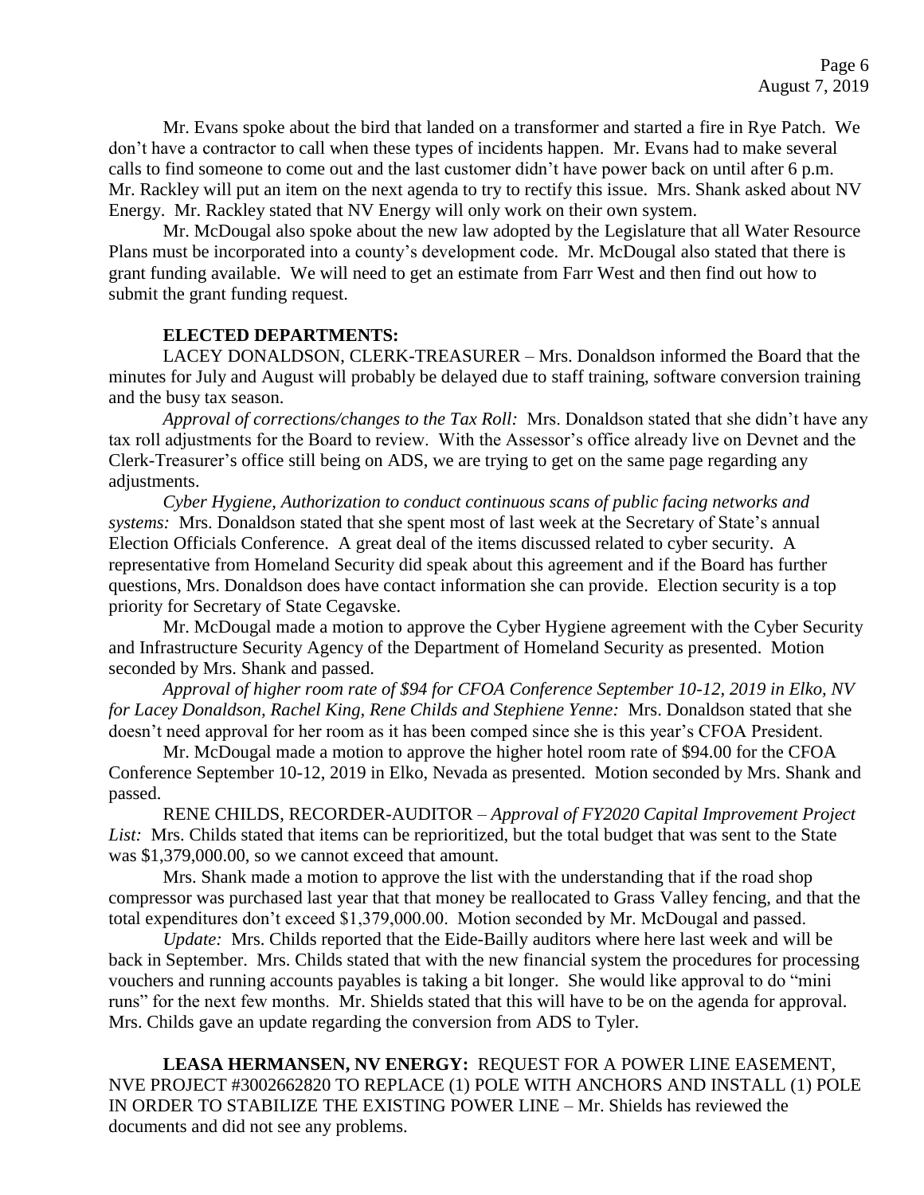Mr. Evans spoke about the bird that landed on a transformer and started a fire in Rye Patch. We don't have a contractor to call when these types of incidents happen. Mr. Evans had to make several calls to find someone to come out and the last customer didn't have power back on until after 6 p.m. Mr. Rackley will put an item on the next agenda to try to rectify this issue. Mrs. Shank asked about NV Energy. Mr. Rackley stated that NV Energy will only work on their own system.

Mr. McDougal also spoke about the new law adopted by the Legislature that all Water Resource Plans must be incorporated into a county's development code. Mr. McDougal also stated that there is grant funding available. We will need to get an estimate from Farr West and then find out how to submit the grant funding request.

**ELECTED DEPARTMENTS:**

LACEY DONALDSON, CLERK-TREASURER – Mrs. Donaldson informed the Board that the minutes for July and August will probably be delayed due to staff training, software conversion training and the busy tax season.

*Approval of corrections/changes to the Tax Roll:* Mrs. Donaldson stated that she didn't have any tax roll adjustments for the Board to review. With the Assessor's office already live on Devnet and the Clerk-Treasurer's office still being on ADS, we are trying to get on the same page regarding any adjustments.

*Cyber Hygiene, Authorization to conduct continuous scans of public facing networks and systems:* Mrs. Donaldson stated that she spent most of last week at the Secretary of State's annual Election Officials Conference. A great deal of the items discussed related to cyber security. A representative from Homeland Security did speak about this agreement and if the Board has further questions, Mrs. Donaldson does have contact information she can provide. Election security is a top priority for Secretary of State Cegavske.

Mr. McDougal made a motion to approve the Cyber Hygiene agreement with the Cyber Security and Infrastructure Security Agency of the Department of Homeland Security as presented. Motion seconded by Mrs. Shank and passed.

*Approval of higher room rate of $94 for CFOA Conference September 10-12, 2019 in Elko, NV for Lacey Donaldson, Rachel King, Rene Childs and Stephiene Yenne:* Mrs. Donaldson stated that she doesn't need approval for her room as it has been comped since she is this year's CFOA President.

Mr. McDougal made a motion to approve the higher hotel room rate of $94.00 for the CFOA Conference September 10-12, 2019 in Elko, Nevada as presented. Motion seconded by Mrs. Shank and passed.

RENE CHILDS, RECORDER-AUDITOR – *Approval of FY2020 Capital Improvement Project List:* Mrs. Childs stated that items can be reprioritized, but the total budget that was sent to the State was $1,379,000.00, so we cannot exceed that amount.

Mrs. Shank made a motion to approve the list with the understanding that if the road shop compressor was purchased last year that that money be reallocated to Grass Valley fencing, and that the total expenditures don't exceed $1,379,000.00. Motion seconded by Mr. McDougal and passed.

*Update:* Mrs. Childs reported that the Eide-Bailly auditors where here last week and will be back in September. Mrs. Childs stated that with the new financial system the procedures for processing vouchers and running accounts payables is taking a bit longer. She would like approval to do "mini runs" for the next few months. Mr. Shields stated that this will have to be on the agenda for approval. Mrs. Childs gave an update regarding the conversion from ADS to Tyler.

**LEASA HERMANSEN, NV ENERGY:** REQUEST FOR A POWER LINE EASEMENT, NVE PROJECT #3002662820 TO REPLACE (1) POLE WITH ANCHORS AND INSTALL (1) POLE IN ORDER TO STABILIZE THE EXISTING POWER LINE – Mr. Shields has reviewed the documents and did not see any problems.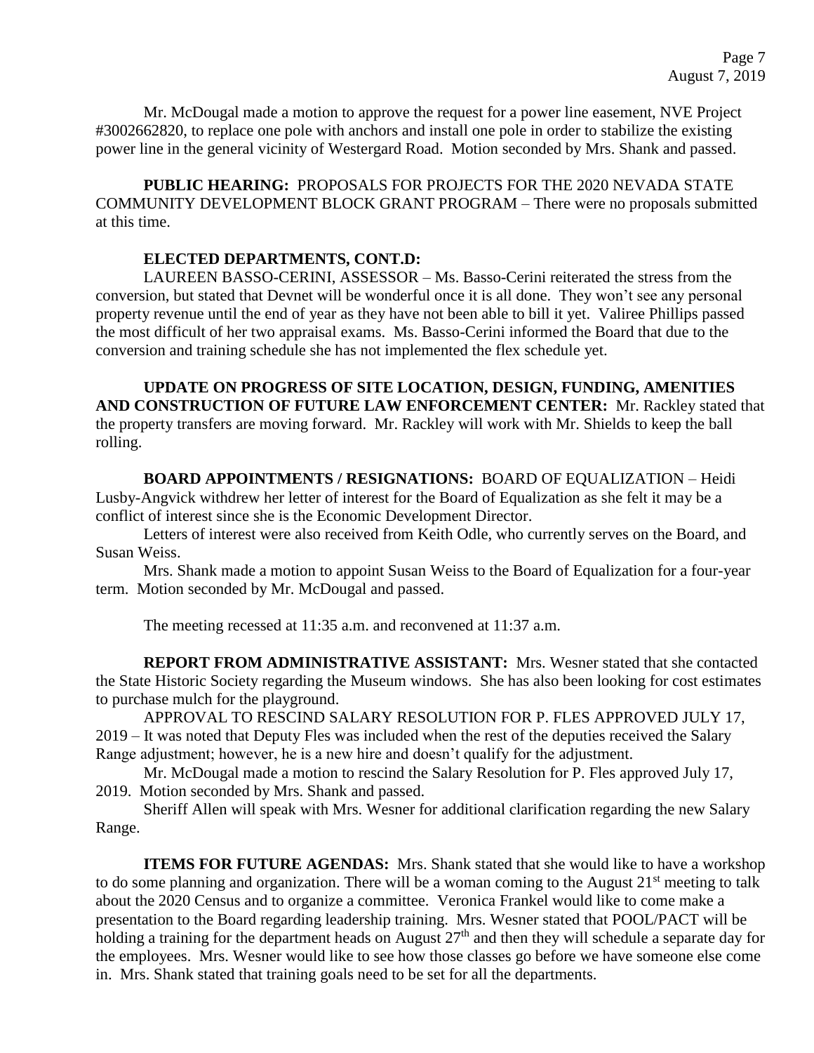Mr. McDougal made a motion to approve the request for a power line easement, NVE Project #3002662820, to replace one pole with anchors and install one pole in order to stabilize the existing power line in the general vicinity of Westergard Road. Motion seconded by Mrs. Shank and passed.

**PUBLIC HEARING:** PROPOSALS FOR PROJECTS FOR THE 2020 NEVADA STATE COMMUNITY DEVELOPMENT BLOCK GRANT PROGRAM – There were no proposals submitted at this time.

**ELECTED DEPARTMENTS, CONT.D:**

LAUREEN BASSO-CERINI, ASSESSOR – Ms. Basso-Cerini reiterated the stress from the conversion, but stated that Devnet will be wonderful once it is all done. They won't see any personal property revenue until the end of year as they have not been able to bill it yet. Valiree Phillips passed the most difficult of her two appraisal exams. Ms. Basso-Cerini informed the Board that due to the conversion and training schedule she has not implemented the flex schedule yet.

**UPDATE ON PROGRESS OF SITE LOCATION, DESIGN, FUNDING, AMENITIES AND CONSTRUCTION OF FUTURE LAW ENFORCEMENT CENTER:** Mr. Rackley stated that the property transfers are moving forward. Mr. Rackley will work with Mr. Shields to keep the ball rolling.

**BOARD APPOINTMENTS / RESIGNATIONS:** BOARD OF EQUALIZATION – Heidi Lusby-Angvick withdrew her letter of interest for the Board of Equalization as she felt it may be a conflict of interest since she is the Economic Development Director.

Letters of interest were also received from Keith Odle, who currently serves on the Board, and Susan Weiss.

Mrs. Shank made a motion to appoint Susan Weiss to the Board of Equalization for a four-year term. Motion seconded by Mr. McDougal and passed.

The meeting recessed at 11:35 a.m. and reconvened at 11:37 a.m.

**REPORT FROM ADMINISTRATIVE ASSISTANT:** Mrs. Wesner stated that she contacted the State Historic Society regarding the Museum windows. She has also been looking for cost estimates to purchase mulch for the playground.

APPROVAL TO RESCIND SALARY RESOLUTION FOR P. FLES APPROVED JULY 17, 2019 – It was noted that Deputy Fles was included when the rest of the deputies received the Salary Range adjustment; however, he is a new hire and doesn't qualify for the adjustment.

Mr. McDougal made a motion to rescind the Salary Resolution for P. Fles approved July 17, 2019. Motion seconded by Mrs. Shank and passed.

Sheriff Allen will speak with Mrs. Wesner for additional clarification regarding the new Salary Range.

**ITEMS FOR FUTURE AGENDAS:** Mrs. Shank stated that she would like to have a workshop to do some planning and organization. There will be a woman coming to the August 21st meeting to talk about the 2020 Census and to organize a committee. Veronica Frankel would like to come make a presentation to the Board regarding leadership training. Mrs. Wesner stated that POOL/PACT will be holding a training for the department heads on August 27th and then they will schedule a separate day for the employees. Mrs. Wesner would like to see how those classes go before we have someone else come in. Mrs. Shank stated that training goals need to be set for all the departments.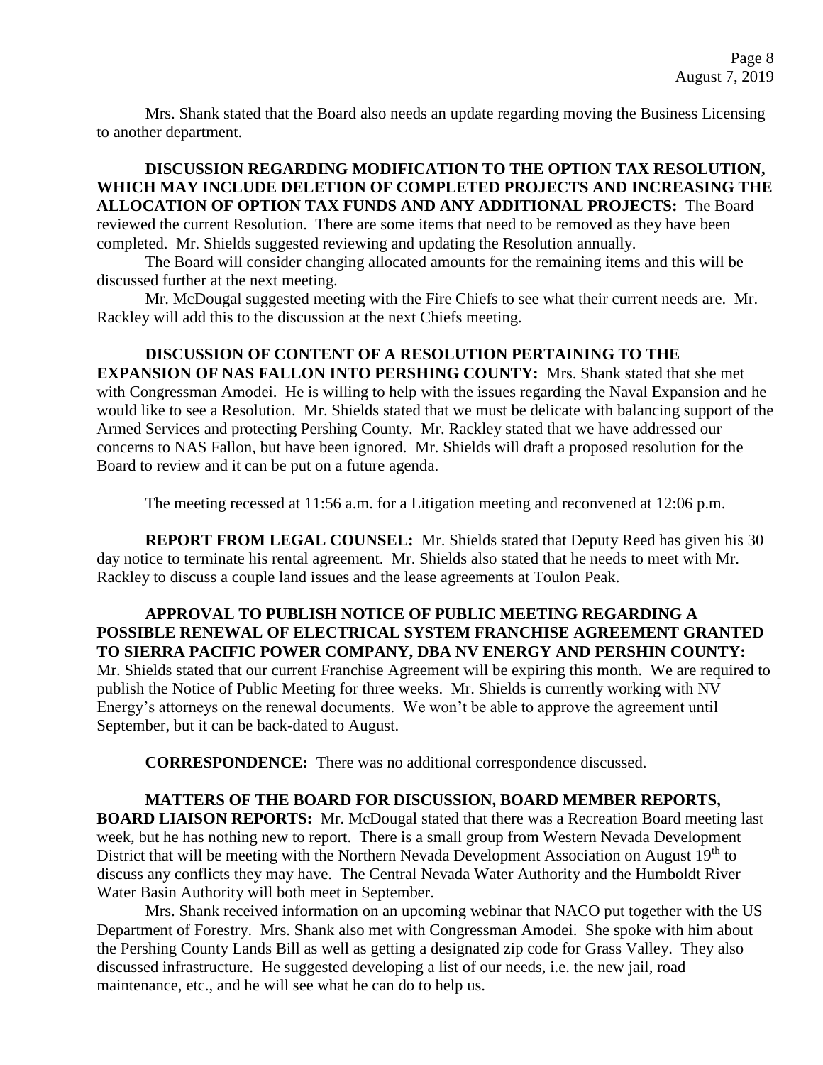Mrs. Shank stated that the Board also needs an update regarding moving the Business Licensing to another department.

**DISCUSSION REGARDING MODIFICATION TO THE OPTION TAX RESOLUTION, WHICH MAY INCLUDE DELETION OF COMPLETED PROJECTS AND INCREASING THE ALLOCATION OF OPTION TAX FUNDS AND ANY ADDITIONAL PROJECTS:** The Board reviewed the current Resolution. There are some items that need to be removed as they have been completed. Mr. Shields suggested reviewing and updating the Resolution annually.

The Board will consider changing allocated amounts for the remaining items and this will be discussed further at the next meeting.

Mr. McDougal suggested meeting with the Fire Chiefs to see what their current needs are. Mr. Rackley will add this to the discussion at the next Chiefs meeting.

**DISCUSSION OF CONTENT OF A RESOLUTION PERTAINING TO THE EXPANSION OF NAS FALLON INTO PERSHING COUNTY:** Mrs. Shank stated that she met with Congressman Amodei. He is willing to help with the issues regarding the Naval Expansion and he would like to see a Resolution. Mr. Shields stated that we must be delicate with balancing support of the Armed Services and protecting Pershing County. Mr. Rackley stated that we have addressed our concerns to NAS Fallon, but have been ignored. Mr. Shields will draft a proposed resolution for the Board to review and it can be put on a future agenda.

The meeting recessed at 11:56 a.m. for a Litigation meeting and reconvened at 12:06 p.m.

**REPORT FROM LEGAL COUNSEL:** Mr. Shields stated that Deputy Reed has given his 30 day notice to terminate his rental agreement. Mr. Shields also stated that he needs to meet with Mr. Rackley to discuss a couple land issues and the lease agreements at Toulon Peak.

**APPROVAL TO PUBLISH NOTICE OF PUBLIC MEETING REGARDING A POSSIBLE RENEWAL OF ELECTRICAL SYSTEM FRANCHISE AGREEMENT GRANTED TO SIERRA PACIFIC POWER COMPANY, DBA NV ENERGY AND PERSHIN COUNTY:** Mr. Shields stated that our current Franchise Agreement will be expiring this month. We are required to publish the Notice of Public Meeting for three weeks. Mr. Shields is currently working with NV Energy's attorneys on the renewal documents. We won't be able to approve the agreement until September, but it can be back-dated to August.

**CORRESPONDENCE:** There was no additional correspondence discussed.

**MATTERS OF THE BOARD FOR DISCUSSION, BOARD MEMBER REPORTS, BOARD LIAISON REPORTS:** Mr. McDougal stated that there was a Recreation Board meeting last week, but he has nothing new to report. There is a small group from Western Nevada Development District that will be meeting with the Northern Nevada Development Association on August 19th to discuss any conflicts they may have. The Central Nevada Water Authority and the Humboldt River Water Basin Authority will both meet in September.

Mrs. Shank received information on an upcoming webinar that NACO put together with the US Department of Forestry. Mrs. Shank also met with Congressman Amodei. She spoke with him about the Pershing County Lands Bill as well as getting a designated zip code for Grass Valley. They also discussed infrastructure. He suggested developing a list of our needs, i.e. the new jail, road maintenance, etc., and he will see what he can do to help us.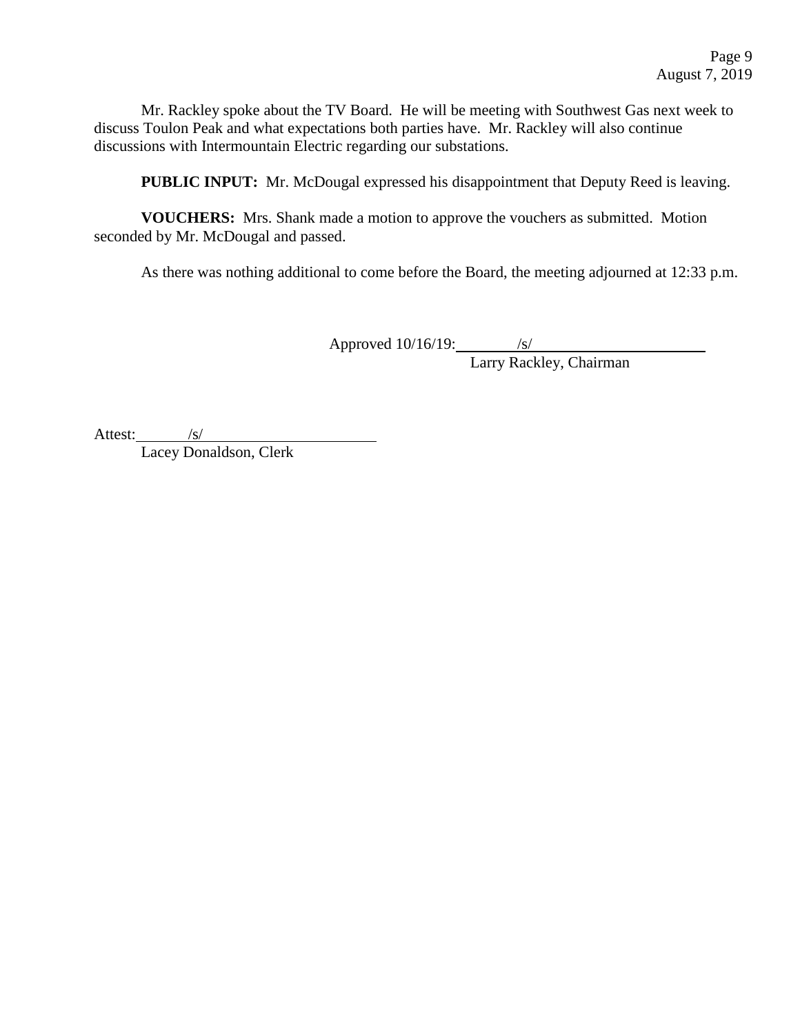Mr. Rackley spoke about the TV Board. He will be meeting with Southwest Gas next week to discuss Toulon Peak and what expectations both parties have. Mr. Rackley will also continue discussions with Intermountain Electric regarding our substations.

**PUBLIC INPUT:** Mr. McDougal expressed his disappointment that Deputy Reed is leaving.

**VOUCHERS:** Mrs. Shank made a motion to approve the vouchers as submitted. Motion seconded by Mr. McDougal and passed.

As there was nothing additional to come before the Board, the meeting adjourned at 12:33 p.m.

Approved 10/16/19: /s/
Larry Rackley, Chairman

Attest: /s/
Lacey Donaldson, Clerk